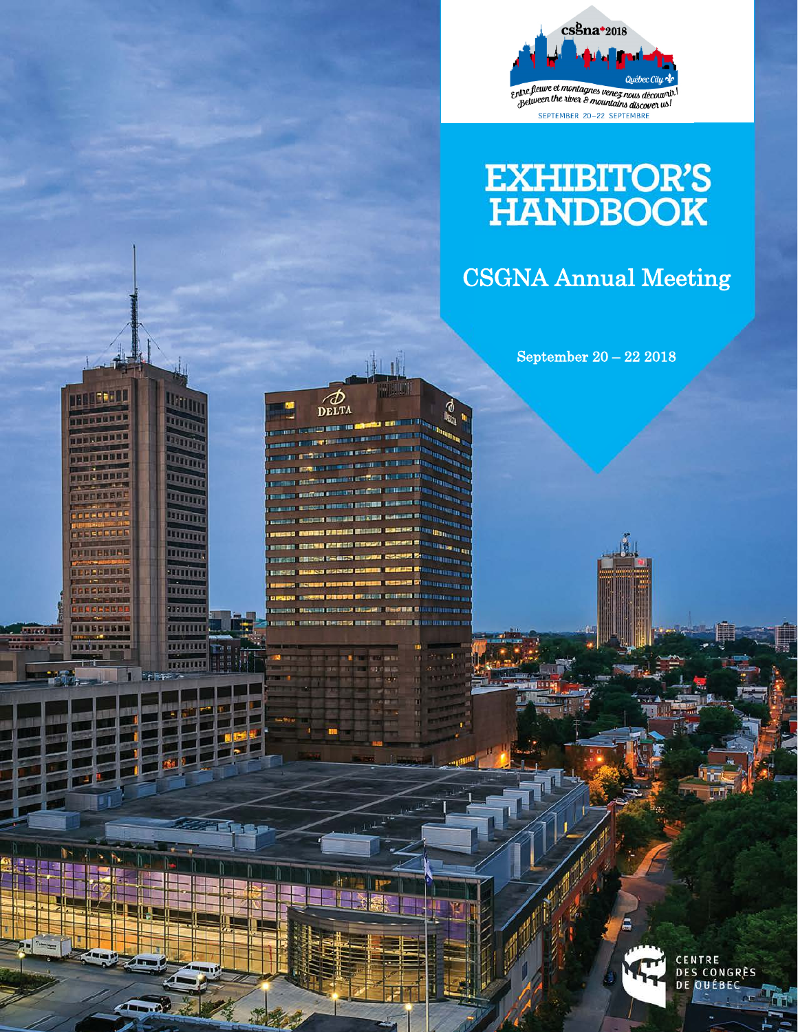csgna 2018

Québec City

Entre fleuve et montagnes venez nous découvrir!
Between the river & mountains discover us!

SEPTEMBER 20–22 SEPTEMBRE

# EXHIBITOR'S HANDBOOK

## CSGNA Annual Meeting

September 20 – 22 2018

CENTRE DES CONGRÈS DE QUÉBEC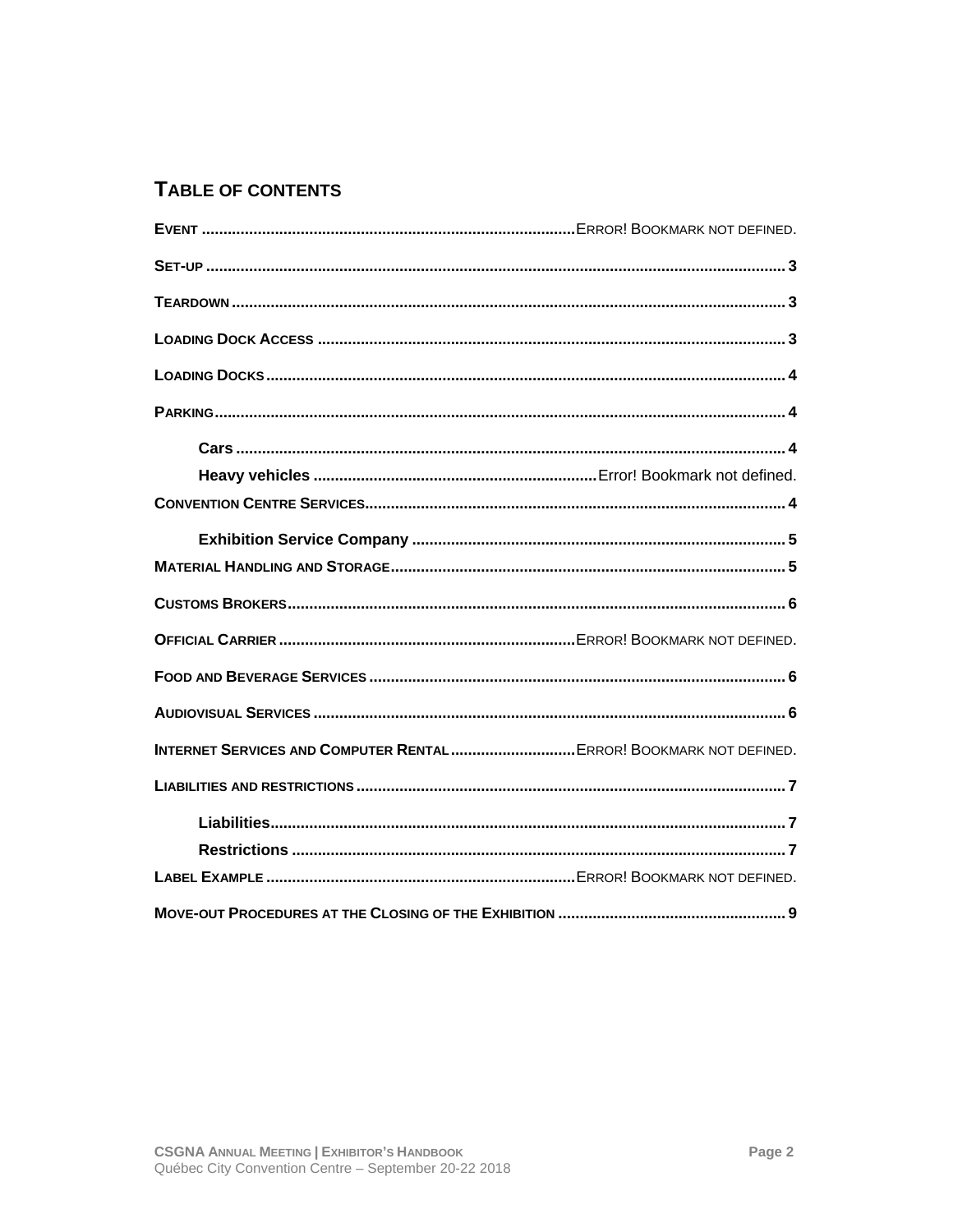## TABLE OF CONTENTS

**EVENT** ........................................ ERROR! BOOKMARK NOT DEFINED.

**SET-UP** ........................................ 3

**TEARDOWN** ........................................ 3

**LOADING DOCK ACCESS** ........................................ 3

**LOADING DOCKS** ........................................ 4

**PARKING** ........................................ 4

- **Cars** ........................................ 4
- **Heavy vehicles** ........................................ Error! Bookmark not defined.

**CONVENTION CENTRE SERVICES** ........................................ 4

- **Exhibition Service Company** ........................................ 5

**MATERIAL HANDLING AND STORAGE** ........................................ 5

**CUSTOMS BROKERS** ........................................ 6

**OFFICIAL CARRIER** ........................................ ERROR! BOOKMARK NOT DEFINED.

**FOOD AND BEVERAGE SERVICES** ........................................ 6

**AUDIOVISUAL SERVICES** ........................................ 6

**INTERNET SERVICES AND COMPUTER RENTAL** ........................................ ERROR! BOOKMARK NOT DEFINED.

**LIABILITIES AND RESTRICTIONS** ........................................ 7

- **Liabilities** ........................................ 7
- **Restrictions** ........................................ 7

**LABEL EXAMPLE** ........................................ ERROR! BOOKMARK NOT DEFINED.

**MOVE-OUT PROCEDURES AT THE CLOSING OF THE EXHIBITION** ........................................ 9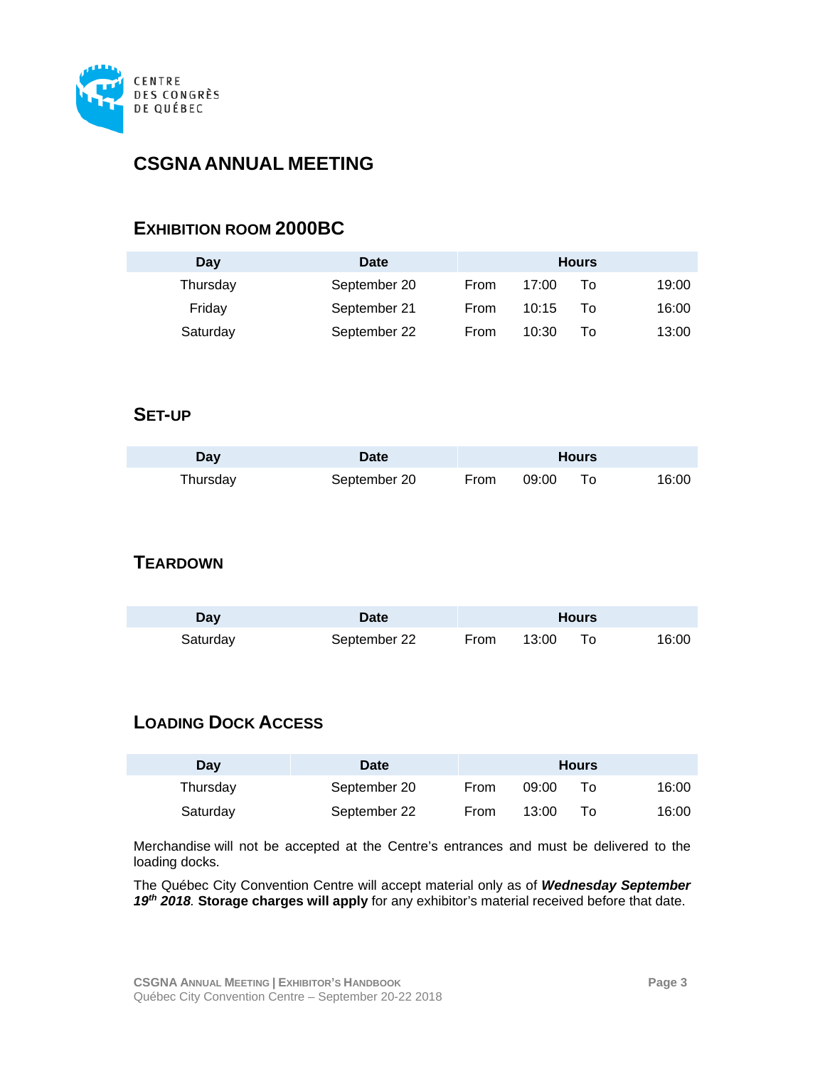# CSGNA ANNUAL MEETING

## EXHIBITION ROOM 2000BC

| Day | Date | Hours | | | |
|---|---|---|---|---|---|
| Thursday | September 20 | From | 17:00 | To | 19:00 |
| Friday | September 21 | From | 10:15 | To | 16:00 |
| Saturday | September 22 | From | 10:30 | To | 13:00 |

## SET-UP

| Day | Date | Hours | | | |
|---|---|---|---|---|---|
| Thursday | September 20 | From | 09:00 | To | 16:00 |

## TEARDOWN

| Day | Date | Hours | | | |
|---|---|---|---|---|---|
| Saturday | September 22 | From | 13:00 | To | 16:00 |

## LOADING DOCK ACCESS

| Day | Date | Hours | | | |
|---|---|---|---|---|---|
| Thursday | September 20 | From | 09:00 | To | 16:00 |
| Saturday | September 22 | From | 13:00 | To | 16:00 |

Merchandise will not be accepted at the Centre's entrances and must be delivered to the loading docks.

The Québec City Convention Centre will accept material only as of ***Wednesday September 19th 2018***. **Storage charges will apply** for any exhibitor's material received before that date.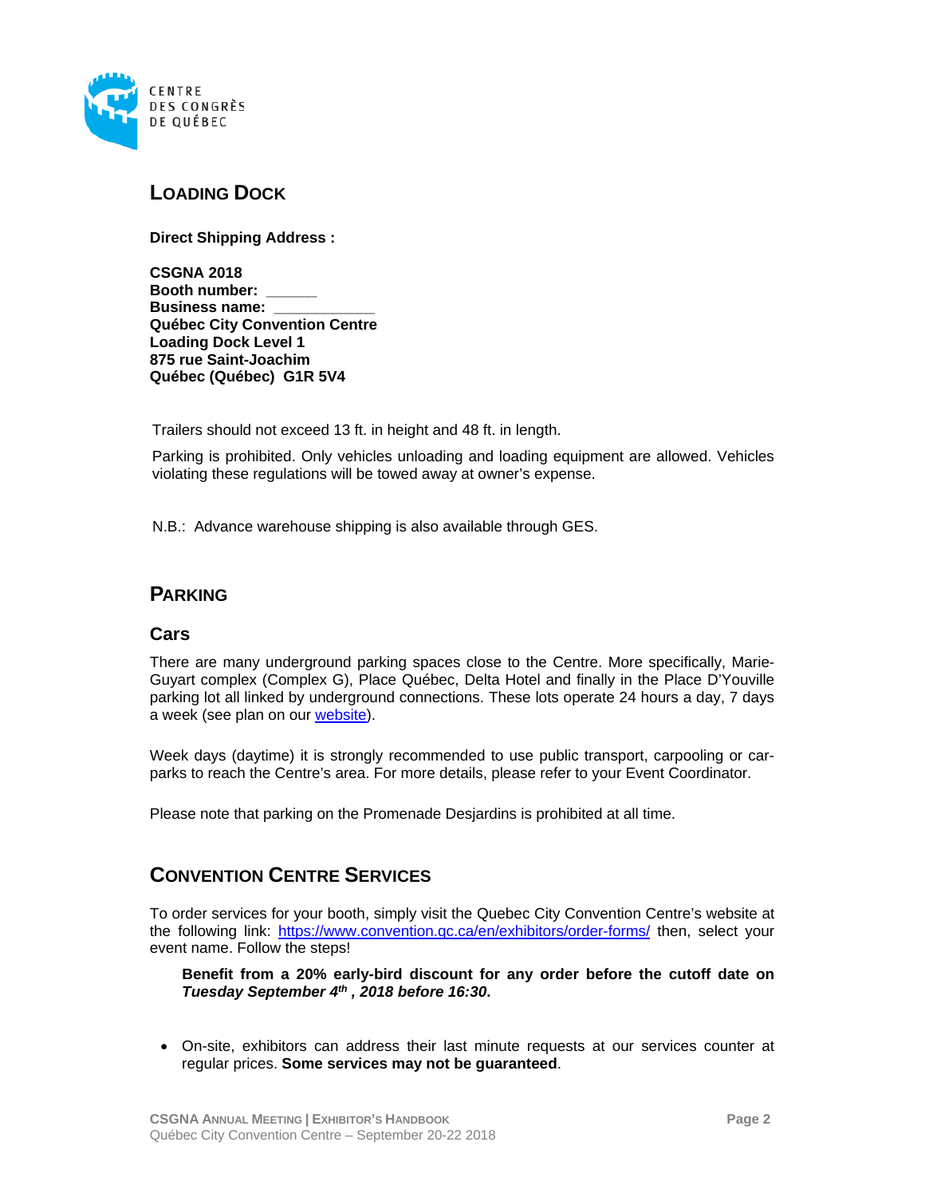## LOADING DOCK

**Direct Shipping Address :**

**CSGNA 2018**
**Booth number: ______**
**Business name: ____________**
**Québec City Convention Centre**
**Loading Dock Level 1**
**875 rue Saint-Joachim**
**Québec (Québec) G1R 5V4**

Trailers should not exceed 13 ft. in height and 48 ft. in length.

Parking is prohibited. Only vehicles unloading and loading equipment are allowed. Vehicles violating these regulations will be towed away at owner's expense.

N.B.: Advance warehouse shipping is also available through GES.

## PARKING

### Cars

There are many underground parking spaces close to the Centre. More specifically, Marie-Guyart complex (Complex G), Place Québec, Delta Hotel and finally in the Place D'Youville parking lot all linked by underground connections. These lots operate 24 hours a day, 7 days a week (see plan on our website).

Week days (daytime) it is strongly recommended to use public transport, carpooling or car-parks to reach the Centre's area. For more details, please refer to your Event Coordinator.

Please note that parking on the Promenade Desjardins is prohibited at all time.

## CONVENTION CENTRE SERVICES

To order services for your booth, simply visit the Quebec City Convention Centre's website at the following link: https://www.convention.qc.ca/en/exhibitors/order-forms/ then, select your event name. Follow the steps!

> **Benefit from a 20% early-bird discount for any order before the cutoff date on *Tuesday September 4th, 2018 before 16:30*.**

- On-site, exhibitors can address their last minute requests at our services counter at regular prices. **Some services may not be guaranteed**.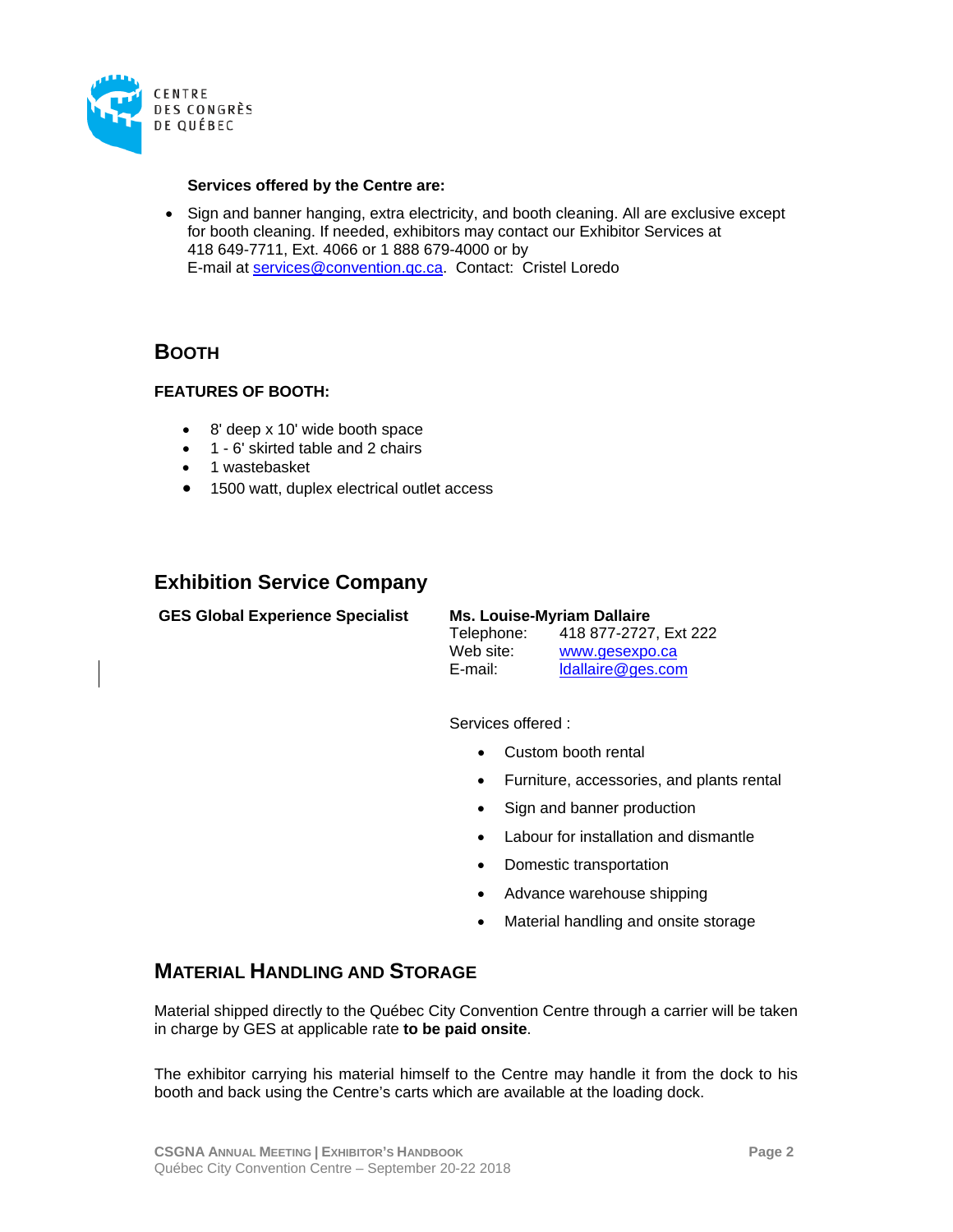**Services offered by the Centre are:**

- Sign and banner hanging, extra electricity, and booth cleaning. All are exclusive except for booth cleaning. If needed, exhibitors may contact our Exhibitor Services at 418 649-7711, Ext. 4066 or 1 888 679-4000 or by E-mail at services@convention.qc.ca. Contact: Cristel Loredo

## Booth

**FEATURES OF BOOTH:**

- 8' deep x 10' wide booth space
- 1 - 6' skirted table and 2 chairs
- 1 wastebasket
- 1500 watt, duplex electrical outlet access

## Exhibition Service Company

**GES Global Experience Specialist**

**Ms. Louise-Myriam Dallaire**
Telephone: 418 877-2727, Ext 222
Web site: www.gesexpo.ca
E-mail: ldallaire@ges.com

Services offered :

- Custom booth rental
- Furniture, accessories, and plants rental
- Sign and banner production
- Labour for installation and dismantle
- Domestic transportation
- Advance warehouse shipping
- Material handling and onsite storage

## Material Handling and Storage

Material shipped directly to the Québec City Convention Centre through a carrier will be taken in charge by GES at applicable rate **to be paid onsite**.

The exhibitor carrying his material himself to the Centre may handle it from the dock to his booth and back using the Centre's carts which are available at the loading dock.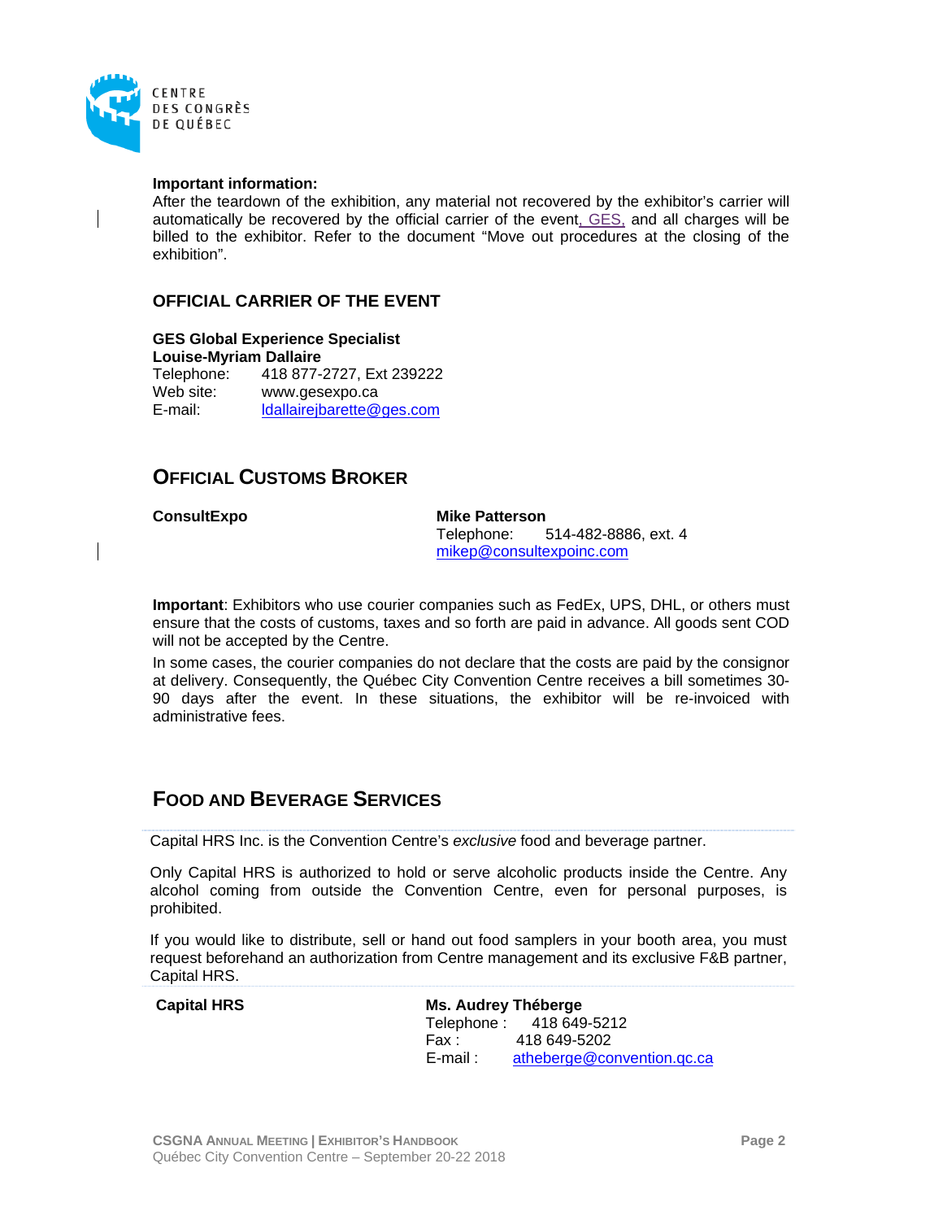**Important information:**
After the teardown of the exhibition, any material not recovered by the exhibitor's carrier will automatically be recovered by the official carrier of the event, GES, and all charges will be billed to the exhibitor. Refer to the document "Move out procedures at the closing of the exhibition".

### OFFICIAL CARRIER OF THE EVENT

**GES Global Experience Specialist**
**Louise-Myriam Dallaire**
Telephone: 418 877-2727, Ext 239222
Web site: www.gesexpo.ca
E-mail: ldallairejbarette@ges.com

## OFFICIAL CUSTOMS BROKER

**ConsultExpo**

**Mike Patterson**
Telephone: 514-482-8886, ext. 4
mikep@consultexpoinc.com

**Important**: Exhibitors who use courier companies such as FedEx, UPS, DHL, or others must ensure that the costs of customs, taxes and so forth are paid in advance. All goods sent COD will not be accepted by the Centre.

In some cases, the courier companies do not declare that the costs are paid by the consignor at delivery. Consequently, the Québec City Convention Centre receives a bill sometimes 30-90 days after the event. In these situations, the exhibitor will be re-invoiced with administrative fees.

## FOOD AND BEVERAGE SERVICES

Capital HRS Inc. is the Convention Centre's *exclusive* food and beverage partner.

Only Capital HRS is authorized to hold or serve alcoholic products inside the Centre. Any alcohol coming from outside the Convention Centre, even for personal purposes, is prohibited.

If you would like to distribute, sell or hand out food samplers in your booth area, you must request beforehand an authorization from Centre management and its exclusive F&B partner, Capital HRS.

**Capital HRS**

**Ms. Audrey Théberge**
Telephone : 418 649-5212
Fax : 418 649-5202
E-mail : atheberge@convention.qc.ca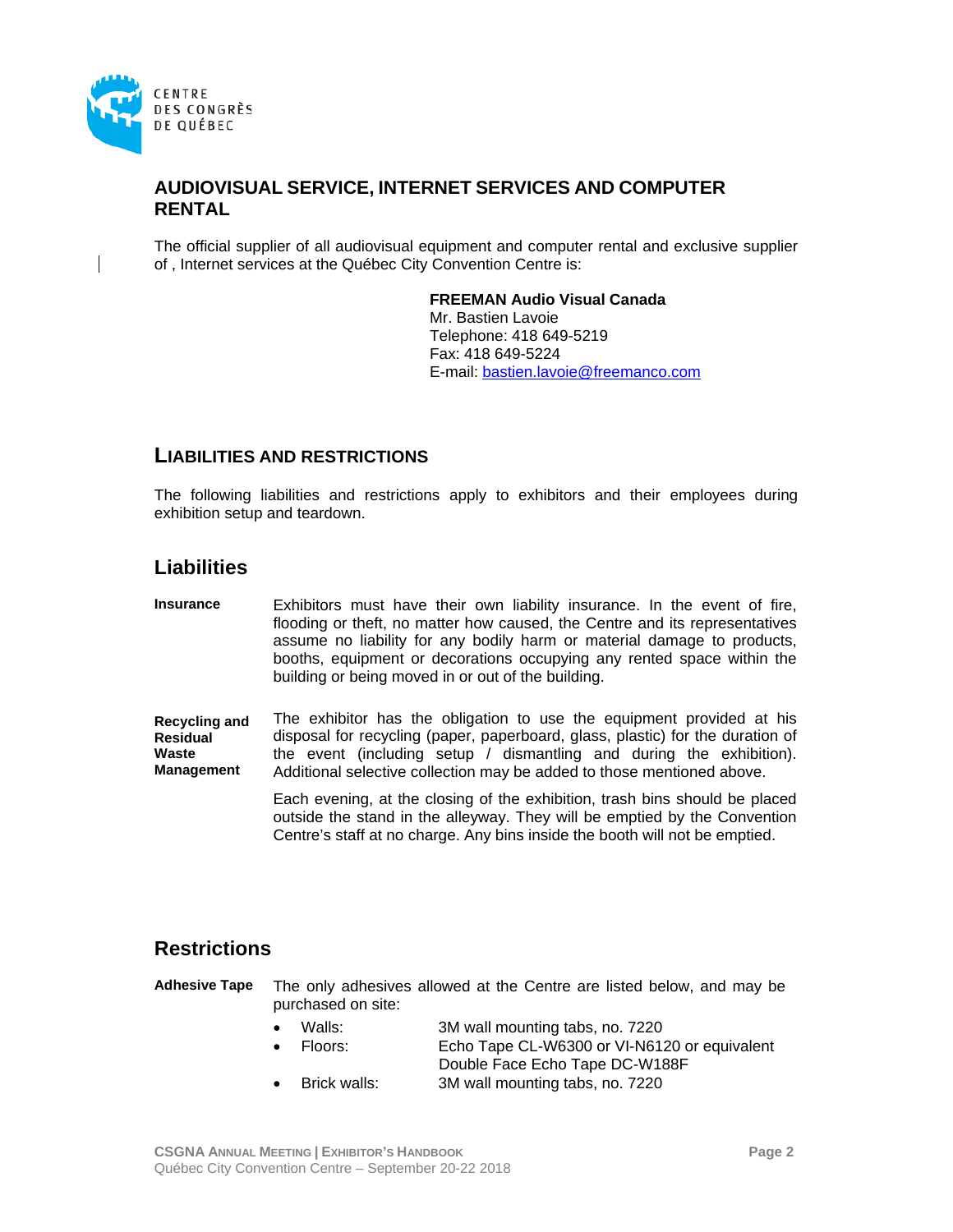CENTRE DES CONGRÈS DE QUÉBEC

## AUDIOVISUAL SERVICE, INTERNET SERVICES AND COMPUTER RENTAL

The official supplier of all audiovisual equipment and computer rental and exclusive supplier of , Internet services at the Québec City Convention Centre is:

**FREEMAN Audio Visual Canada**
Mr. Bastien Lavoie
Telephone: 418 649-5219
Fax: 418 649-5224
E-mail: bastien.lavoie@freemanco.com

## LIABILITIES AND RESTRICTIONS

The following liabilities and restrictions apply to exhibitors and their employees during exhibition setup and teardown.

### Liabilities

**Insurance**

Exhibitors must have their own liability insurance. In the event of fire, flooding or theft, no matter how caused, the Centre and its representatives assume no liability for any bodily harm or material damage to products, booths, equipment or decorations occupying any rented space within the building or being moved in or out of the building.

**Recycling and Residual Waste Management**

The exhibitor has the obligation to use the equipment provided at his disposal for recycling (paper, paperboard, glass, plastic) for the duration of the event (including setup / dismantling and during the exhibition). Additional selective collection may be added to those mentioned above.

Each evening, at the closing of the exhibition, trash bins should be placed outside the stand in the alleyway. They will be emptied by the Convention Centre's staff at no charge. Any bins inside the booth will not be emptied.

### Restrictions

**Adhesive Tape**

The only adhesives allowed at the Centre are listed below, and may be purchased on site:

- Walls: 3M wall mounting tabs, no. 7220
- Floors: Echo Tape CL-W6300 or VI-N6120 or equivalent
  Double Face Echo Tape DC-W188F
- Brick walls: 3M wall mounting tabs, no. 7220

CSGNA Annual Meeting | Exhibitor's Handbook
Québec City Convention Centre – September 20-22 2018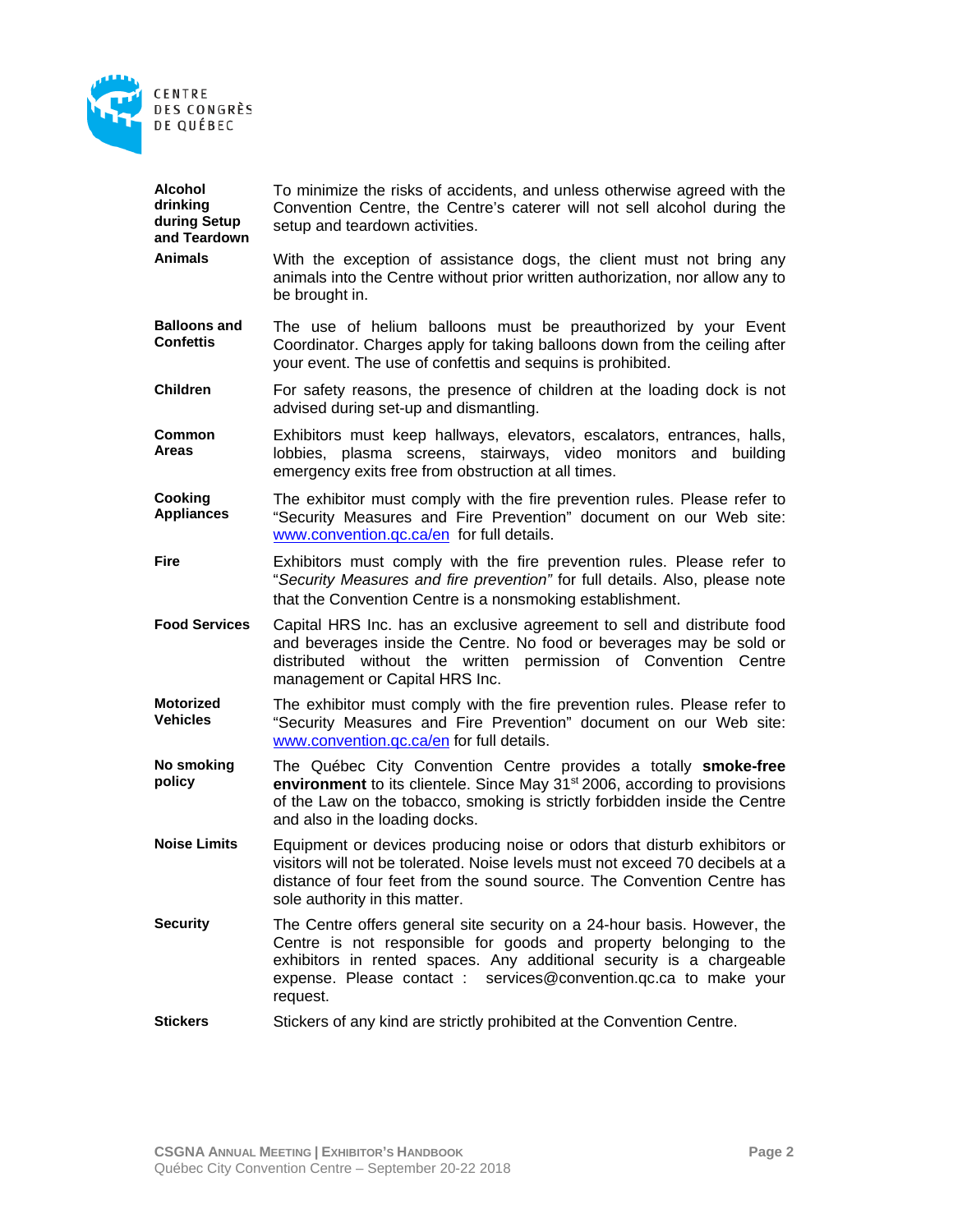**Alcohol drinking during Setup and Teardown** To minimize the risks of accidents, and unless otherwise agreed with the Convention Centre, the Centre's caterer will not sell alcohol during the setup and teardown activities.

**Animals** With the exception of assistance dogs, the client must not bring any animals into the Centre without prior written authorization, nor allow any to be brought in.

**Balloons and Confettis** The use of helium balloons must be preauthorized by your Event Coordinator. Charges apply for taking balloons down from the ceiling after your event. The use of confettis and sequins is prohibited.

**Children** For safety reasons, the presence of children at the loading dock is not advised during set-up and dismantling.

**Common Areas** Exhibitors must keep hallways, elevators, escalators, entrances, halls, lobbies, plasma screens, stairways, video monitors and building emergency exits free from obstruction at all times.

**Cooking Appliances** The exhibitor must comply with the fire prevention rules. Please refer to "Security Measures and Fire Prevention" document on our Web site: www.convention.qc.ca/en for full details.

**Fire** Exhibitors must comply with the fire prevention rules. Please refer to "*Security Measures and fire prevention*" for full details. Also, please note that the Convention Centre is a nonsmoking establishment.

**Food Services** Capital HRS Inc. has an exclusive agreement to sell and distribute food and beverages inside the Centre. No food or beverages may be sold or distributed without the written permission of Convention Centre management or Capital HRS Inc.

**Motorized Vehicles** The exhibitor must comply with the fire prevention rules. Please refer to "Security Measures and Fire Prevention" document on our Web site: www.convention.qc.ca/en for full details.

**No smoking policy** The Québec City Convention Centre provides a totally **smoke-free environment** to its clientele. Since May 31st 2006, according to provisions of the Law on the tobacco, smoking is strictly forbidden inside the Centre and also in the loading docks.

**Noise Limits** Equipment or devices producing noise or odors that disturb exhibitors or visitors will not be tolerated. Noise levels must not exceed 70 decibels at a distance of four feet from the sound source. The Convention Centre has sole authority in this matter.

**Security** The Centre offers general site security on a 24-hour basis. However, the Centre is not responsible for goods and property belonging to the exhibitors in rented spaces. Any additional security is a chargeable expense. Please contact : services@convention.qc.ca to make your request.

**Stickers** Stickers of any kind are strictly prohibited at the Convention Centre.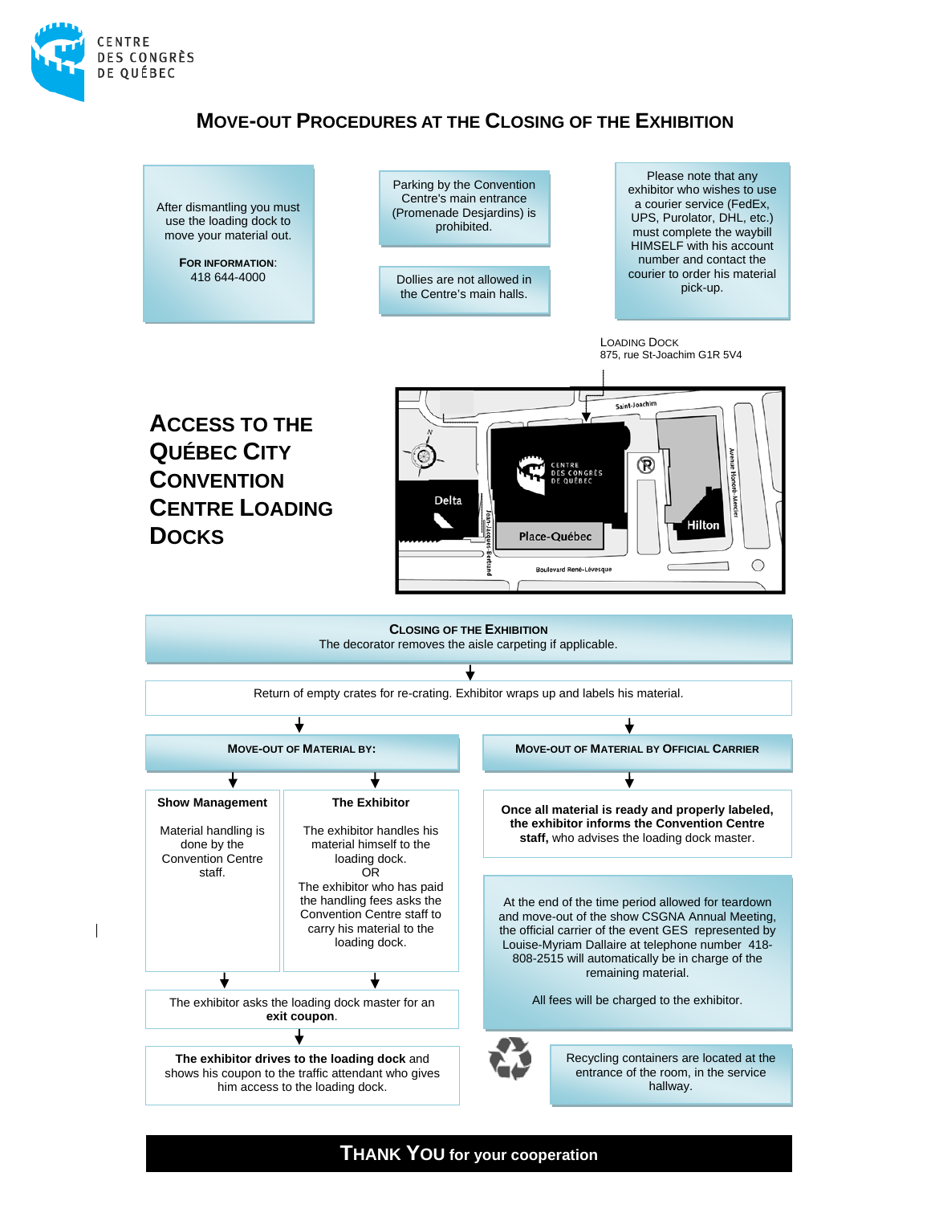CENTRE DES CONGRÈS DE QUÉBEC

# MOVE-OUT PROCEDURES AT THE CLOSING OF THE EXHIBITION

After dismantling you must use the loading dock to move your material out.

**FOR INFORMATION**: 418 644-4000

Parking by the Convention Centre's main entrance (Promenade Desjardins) is prohibited.

Dollies are not allowed in the Centre's main halls.

Please note that any exhibitor who wishes to use a courier service (FedEx, UPS, Purolator, DHL, etc.) must complete the waybill HIMSELF with his account number and contact the courier to order his material pick-up.

## ACCESS TO THE QUÉBEC CITY CONVENTION CENTRE LOADING DOCKS

LOADING DOCK
875, rue St-Joachim G1R 5V4

Saint-Joachim
Delta
CENTRE DES CONGRÈS DE QUÉBEC
Place-Québec
Hilton
Avenue Honoré-Mercier
Jean-Jacques-Bertrand
Boulevard René-Lévesque

**CLOSING OF THE EXHIBITION**
The decorator removes the aisle carpeting if applicable.

Return of empty crates for re-crating. Exhibitor wraps up and labels his material.

**MOVE-OUT OF MATERIAL BY:**

**Show Management**

Material handling is done by the Convention Centre staff.

**The Exhibitor**

The exhibitor handles his material himself to the loading dock.
OR
The exhibitor who has paid the handling fees asks the Convention Centre staff to carry his material to the loading dock.

The exhibitor asks the loading dock master for an **exit coupon**.

**The exhibitor drives to the loading dock** and shows his coupon to the traffic attendant who gives him access to the loading dock.

**MOVE-OUT OF MATERIAL BY OFFICIAL CARRIER**

**Once all material is ready and properly labeled, the exhibitor informs the Convention Centre staff,** who advises the loading dock master.

At the end of the time period allowed for teardown and move-out of the show CSGNA Annual Meeting, the official carrier of the event GES represented by Louise-Myriam Dallaire at telephone number 418-808-2515 will automatically be in charge of the remaining material.

All fees will be charged to the exhibitor.

Recycling containers are located at the entrance of the room, in the service hallway.

**THANK YOU for your cooperation**